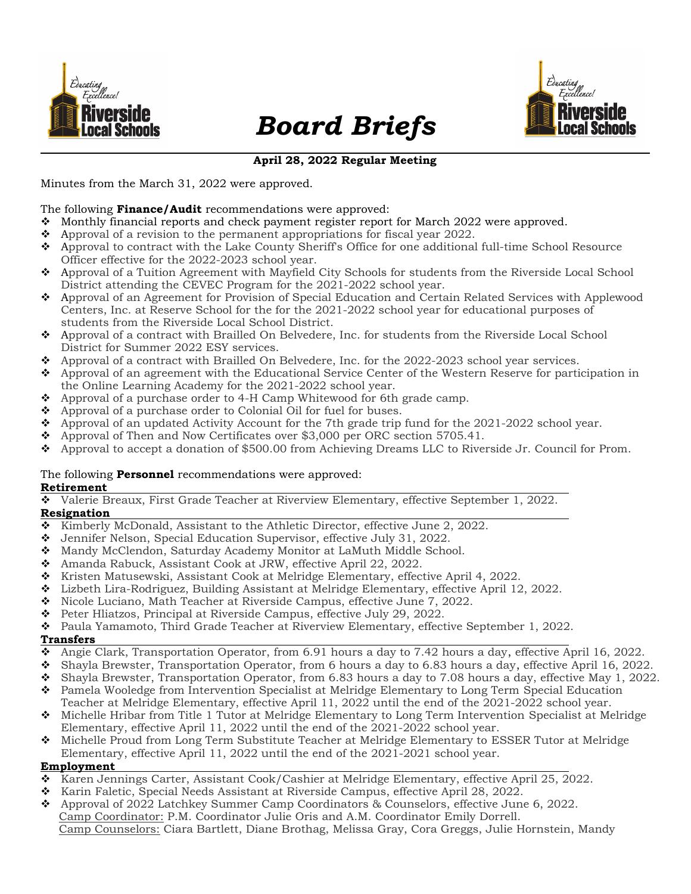# Board Briefs

**April 28, 2022 Regular Meeting**

Minutes from the March 31, 2022 were approved.

The following **Finance/Audit** recommendations were approved:

- Monthly financial reports and check payment register report for March 2022 were approved.
- Approval of a revision to the permanent appropriations for fiscal year 2022.
- Approval to contract with the Lake County Sheriff's Office for one additional full-time School Resource Officer effective for the 2022-2023 school year.
- Approval of a Tuition Agreement with Mayfield City Schools for students from the Riverside Local School District attending the CEVEC Program for the 2021-2022 school year.
- Approval of an Agreement for Provision of Special Education and Certain Related Services with Applewood Centers, Inc. at Reserve School for the for the 2021-2022 school year for educational purposes of students from the Riverside Local School District.
- Approval of a contract with Brailled On Belvedere, Inc. for students from the Riverside Local School District for Summer 2022 ESY services.
- Approval of a contract with Brailled On Belvedere, Inc. for the 2022-2023 school year services.
- Approval of an agreement with the Educational Service Center of the Western Reserve for participation in the Online Learning Academy for the 2021-2022 school year.
- Approval of a purchase order to 4-H Camp Whitewood for 6th grade camp.
- Approval of a purchase order to Colonial Oil for fuel for buses.
- Approval of an updated Activity Account for the 7th grade trip fund for the 2021-2022 school year.
- Approval of Then and Now Certificates over $3,000 per ORC section 5705.41.
- Approval to accept a donation of $500.00 from Achieving Dreams LLC to Riverside Jr. Council for Prom.

The following **Personnel** recommendations were approved:

**Retirement**

- Valerie Breaux, First Grade Teacher at Riverview Elementary, effective September 1, 2022.

**Resignation**

- Kimberly McDonald, Assistant to the Athletic Director, effective June 2, 2022.
- Jennifer Nelson, Special Education Supervisor, effective July 31, 2022.
- Mandy McClendon, Saturday Academy Monitor at LaMuth Middle School.
- Amanda Rabuck, Assistant Cook at JRW, effective April 22, 2022.
- Kristen Matusewski, Assistant Cook at Melridge Elementary, effective April 4, 2022.
- Lizbeth Lira-Rodriguez, Building Assistant at Melridge Elementary, effective April 12, 2022.
- Nicole Luciano, Math Teacher at Riverside Campus, effective June 7, 2022.
- Peter Hliatzos, Principal at Riverside Campus, effective July 29, 2022.
- Paula Yamamoto, Third Grade Teacher at Riverview Elementary, effective September 1, 2022.

**Transfers**

- Angie Clark, Transportation Operator, from 6.91 hours a day to 7.42 hours a day, effective April 16, 2022.
- Shayla Brewster, Transportation Operator, from 6 hours a day to 6.83 hours a day, effective April 16, 2022.
- Shayla Brewster, Transportation Operator, from 6.83 hours a day to 7.08 hours a day, effective May 1, 2022.
- Pamela Wooledge from Intervention Specialist at Melridge Elementary to Long Term Special Education Teacher at Melridge Elementary, effective April 11, 2022 until the end of the 2021-2022 school year.
- Michelle Hribar from Title 1 Tutor at Melridge Elementary to Long Term Intervention Specialist at Melridge Elementary, effective April 11, 2022 until the end of the 2021-2022 school year.
- Michelle Proud from Long Term Substitute Teacher at Melridge Elementary to ESSER Tutor at Melridge Elementary, effective April 11, 2022 until the end of the 2021-2021 school year.

**Employment**

- Karen Jennings Carter, Assistant Cook/Cashier at Melridge Elementary, effective April 25, 2022.
- Karin Faletic, Special Needs Assistant at Riverside Campus, effective April 28, 2022.
- Approval of 2022 Latchkey Summer Camp Coordinators & Counselors, effective June 6, 2022.
  Camp Coordinator: P.M. Coordinator Julie Oris and A.M. Coordinator Emily Dorrell.
  Camp Counselors: Ciara Bartlett, Diane Brothag, Melissa Gray, Cora Greggs, Julie Hornstein, Mandy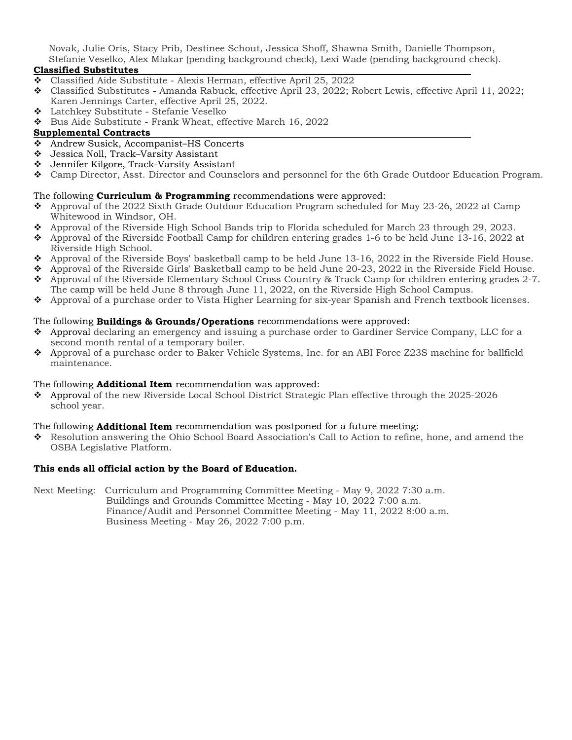Novak, Julie Oris, Stacy Prib, Destinee Schout, Jessica Shoff, Shawna Smith, Danielle Thompson, Stefanie Veselko, Alex Mlakar (pending background check), Lexi Wade (pending background check).

**Classified Substitutes**

- Classified Aide Substitute - Alexis Herman, effective April 25, 2022
- Classified Substitutes - Amanda Rabuck, effective April 23, 2022; Robert Lewis, effective April 11, 2022; Karen Jennings Carter, effective April 25, 2022.
- Latchkey Substitute - Stefanie Veselko
- Bus Aide Substitute - Frank Wheat, effective March 16, 2022

**Supplemental Contracts**

- Andrew Susick, Accompanist–HS Concerts
- Jessica Noll, Track–Varsity Assistant
- Jennifer Kilgore, Track-Varsity Assistant
- Camp Director, Asst. Director and Counselors and personnel for the 6th Grade Outdoor Education Program.

The following **Curriculum & Programming** recommendations were approved:

- Approval of the 2022 Sixth Grade Outdoor Education Program scheduled for May 23-26, 2022 at Camp Whitewood in Windsor, OH.
- Approval of the Riverside High School Bands trip to Florida scheduled for March 23 through 29, 2023.
- Approval of the Riverside Football Camp for children entering grades 1-6 to be held June 13-16, 2022 at Riverside High School.
- Approval of the Riverside Boys' basketball camp to be held June 13-16, 2022 in the Riverside Field House.
- Approval of the Riverside Girls' Basketball camp to be held June 20-23, 2022 in the Riverside Field House.
- Approval of the Riverside Elementary School Cross Country & Track Camp for children entering grades 2-7. The camp will be held June 8 through June 11, 2022, on the Riverside High School Campus.
- Approval of a purchase order to Vista Higher Learning for six-year Spanish and French textbook licenses.

The following **Buildings & Grounds/Operations** recommendations were approved:

- Approval declaring an emergency and issuing a purchase order to Gardiner Service Company, LLC for a second month rental of a temporary boiler.
- Approval of a purchase order to Baker Vehicle Systems, Inc. for an ABI Force Z23S machine for ballfield maintenance.

The following **Additional Item** recommendation was approved:

- Approval of the new Riverside Local School District Strategic Plan effective through the 2025-2026 school year.

The following **Additional Item** recommendation was postponed for a future meeting:

- Resolution answering the Ohio School Board Association's Call to Action to refine, hone, and amend the OSBA Legislative Platform.

**This ends all official action by the Board of Education.**

Next Meeting: Curriculum and Programming Committee Meeting - May 9, 2022 7:30 a.m.
Buildings and Grounds Committee Meeting - May 10, 2022 7:00 a.m.
Finance/Audit and Personnel Committee Meeting - May 11, 2022 8:00 a.m.
Business Meeting - May 26, 2022 7:00 p.m.